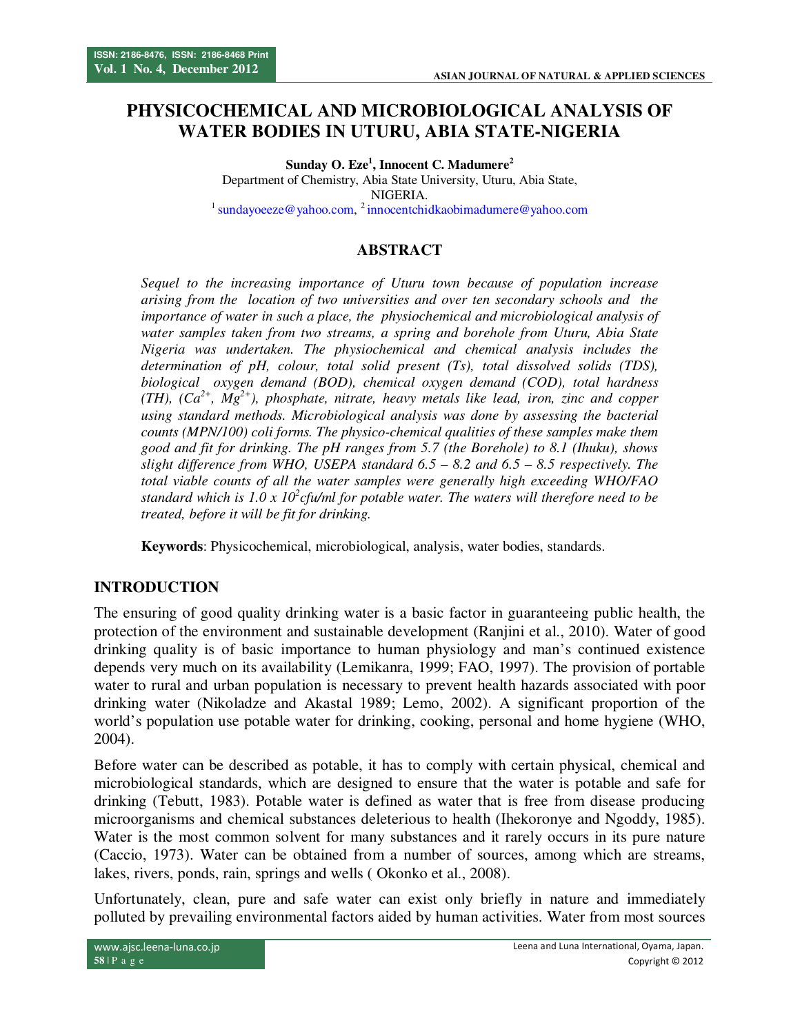# PHYSICOCHEMICAL AND MICROBIOLOGICAL ANALYSIS OF WATER BODIES IN UTURU, ABIA STATE-NIGERIA

**Sunday O. Eze[1], Innocent C. Madumere[2]**

Department of Chemistry, Abia State University, Uturu, Abia State, NIGERIA.

[1] sundayoeeze@yahoo.com, [2] innocentchidkaobimadumere@yahoo.com

## ABSTRACT

*Sequel to the increasing importance of Uturu town because of population increase arising from the location of two universities and over ten secondary schools and the importance of water in such a place, the physiochemical and microbiological analysis of water samples taken from two streams, a spring and borehole from Uturu, Abia State Nigeria was undertaken. The physiochemical and chemical analysis includes the determination of pH, colour, total solid present (Ts), total dissolved solids (TDS), biological oxygen demand (BOD), chemical oxygen demand (COD), total hardness (TH), ($Ca^{2+}$, $Mg^{2+}$), phosphate, nitrate, heavy metals like lead, iron, zinc and copper using standard methods. Microbiological analysis was done by assessing the bacterial counts (MPN/100) coli forms. The physico-chemical qualities of these samples make them good and fit for drinking. The pH ranges from 5.7 (the Borehole) to 8.1 (Ihuku), shows slight difference from WHO, USEPA standard 6.5 – 8.2 and 6.5 – 8.5 respectively. The total viable counts of all the water samples were generally high exceeding WHO/FAO standard which is $1.0 \times 10^2$cfu/ml for potable water. The waters will therefore need to be treated, before it will be fit for drinking.*

**Keywords**: Physicochemical, microbiological, analysis, water bodies, standards.

## INTRODUCTION

The ensuring of good quality drinking water is a basic factor in guaranteeing public health, the protection of the environment and sustainable development (Ranjini et al., 2010). Water of good drinking quality is of basic importance to human physiology and man's continued existence depends very much on its availability (Lemikanra, 1999; FAO, 1997). The provision of portable water to rural and urban population is necessary to prevent health hazards associated with poor drinking water (Nikoladze and Akastal 1989; Lemo, 2002). A significant proportion of the world's population use potable water for drinking, cooking, personal and home hygiene (WHO, 2004).

Before water can be described as potable, it has to comply with certain physical, chemical and microbiological standards, which are designed to ensure that the water is potable and safe for drinking (Tebutt, 1983). Potable water is defined as water that is free from disease producing microorganisms and chemical substances deleterious to health (Ihekoronye and Ngoddy, 1985). Water is the most common solvent for many substances and it rarely occurs in its pure nature (Caccio, 1973). Water can be obtained from a number of sources, among which are streams, lakes, rivers, ponds, rain, springs and wells ( Okonko et al., 2008).

Unfortunately, clean, pure and safe water can exist only briefly in nature and immediately polluted by prevailing environmental factors aided by human activities. Water from most sources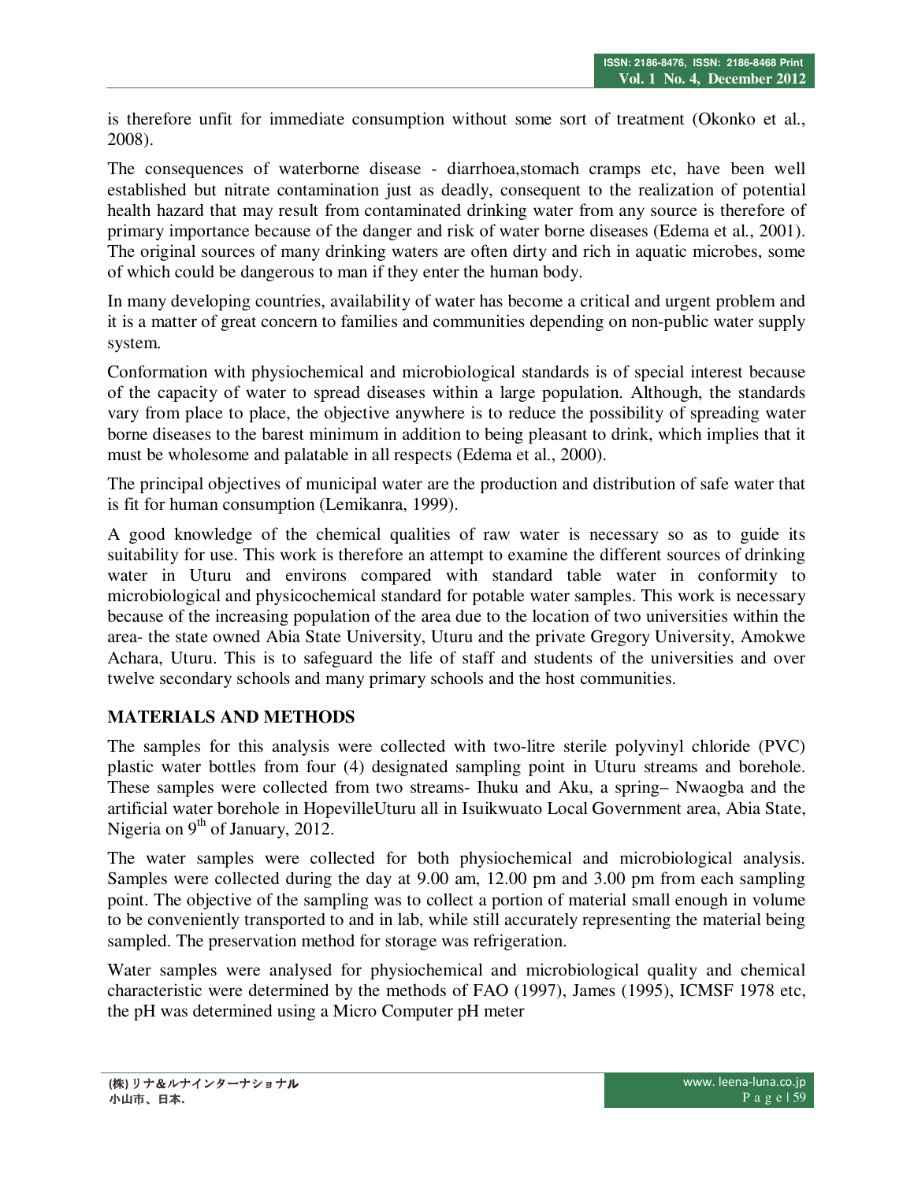is therefore unfit for immediate consumption without some sort of treatment (Okonko et al., 2008).

The consequences of waterborne disease - diarrhoea,stomach cramps etc, have been well established but nitrate contamination just as deadly, consequent to the realization of potential health hazard that may result from contaminated drinking water from any source is therefore of primary importance because of the danger and risk of water borne diseases (Edema et al., 2001). The original sources of many drinking waters are often dirty and rich in aquatic microbes, some of which could be dangerous to man if they enter the human body.

In many developing countries, availability of water has become a critical and urgent problem and it is a matter of great concern to families and communities depending on non-public water supply system.

Conformation with physiochemical and microbiological standards is of special interest because of the capacity of water to spread diseases within a large population. Although, the standards vary from place to place, the objective anywhere is to reduce the possibility of spreading water borne diseases to the barest minimum in addition to being pleasant to drink, which implies that it must be wholesome and palatable in all respects (Edema et al., 2000).

The principal objectives of municipal water are the production and distribution of safe water that is fit for human consumption (Lemikanra, 1999).

A good knowledge of the chemical qualities of raw water is necessary so as to guide its suitability for use. This work is therefore an attempt to examine the different sources of drinking water in Uturu and environs compared with standard table water in conformity to microbiological and physicochemical standard for potable water samples. This work is necessary because of the increasing population of the area due to the location of two universities within the area- the state owned Abia State University, Uturu and the private Gregory University, Amokwe Achara, Uturu. This is to safeguard the life of staff and students of the universities and over twelve secondary schools and many primary schools and the host communities.

## MATERIALS AND METHODS

The samples for this analysis were collected with two-litre sterile polyvinyl chloride (PVC) plastic water bottles from four (4) designated sampling point in Uturu streams and borehole. These samples were collected from two streams- Ihuku and Aku, a spring– Nwaogba and the artificial water borehole in HopevilleUturu all in Isuikwuato Local Government area, Abia State, Nigeria on 9th of January, 2012.

The water samples were collected for both physiochemical and microbiological analysis. Samples were collected during the day at 9.00 am, 12.00 pm and 3.00 pm from each sampling point. The objective of the sampling was to collect a portion of material small enough in volume to be conveniently transported to and in lab, while still accurately representing the material being sampled. The preservation method for storage was refrigeration.

Water samples were analysed for physiochemical and microbiological quality and chemical characteristic were determined by the methods of FAO (1997), James (1995), ICMSF 1978 etc, the pH was determined using a Micro Computer pH meter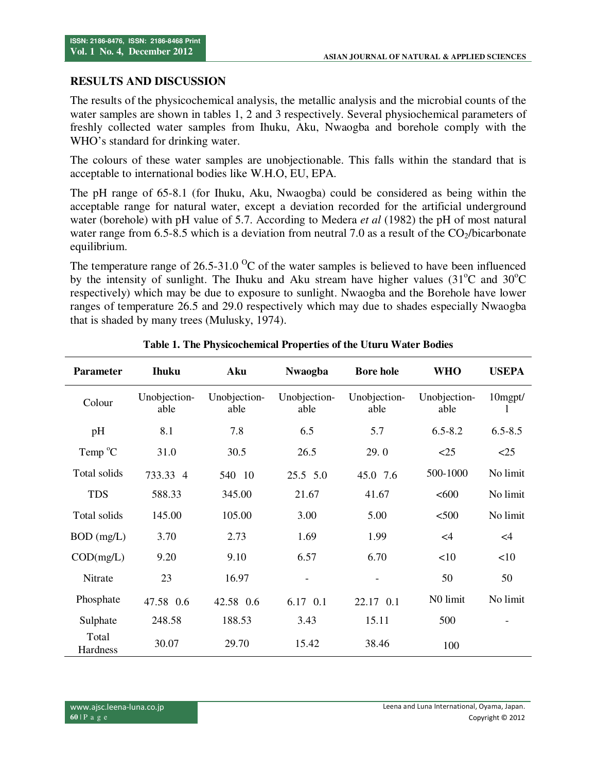## RESULTS AND DISCUSSION

The results of the physicochemical analysis, the metallic analysis and the microbial counts of the water samples are shown in tables 1, 2 and 3 respectively. Several physiochemical parameters of freshly collected water samples from Ihuku, Aku, Nwaogba and borehole comply with the WHO's standard for drinking water.

The colours of these water samples are unobjectionable. This falls within the standard that is acceptable to international bodies like W.H.O, EU, EPA.

The pH range of 65-8.1 (for Ihuku, Aku, Nwaogba) could be considered as being within the acceptable range for natural water, except a deviation recorded for the artificial underground water (borehole) with pH value of 5.7. According to Medera *et al* (1982) the pH of most natural water range from 6.5-8.5 which is a deviation from neutral 7.0 as a result of the $CO_2$/bicarbonate equilibrium.

The temperature range of 26.5-31.0 $^{O}C$ of the water samples is believed to have been influenced by the intensity of sunlight. The Ihuku and Aku stream have higher values (31$^{o}$C and 30$^{o}$C respectively) which may be due to exposure to sunlight. Nwaogba and the Borehole have lower ranges of temperature 26.5 and 29.0 respectively which may due to shades especially Nwaogba that is shaded by many trees (Mulusky, 1974).

**Table 1. The Physicochemical Properties of the Uturu Water Bodies**

| Parameter | Ihuku | Aku | Nwaogba | Bore hole | WHO | USEPA |
|---|---|---|---|---|---|---|
| Colour | Unobjection-able | Unobjection-able | Unobjection-able | Unobjection-able | Unobjection-able | 10mgpt/l |
| pH | 8.1 | 7.8 | 6.5 | 5.7 | 6.5-8.2 | 6.5-8.5 |
| Temp $^{o}$C | 31.0 | 30.5 | 26.5 | 29. 0 | <25 | <25 |
| Total solids | 733.33 4 | 540 10 | 25.5 5.0 | 45.0 7.6 | 500-1000 | No limit |
| TDS | 588.33 | 345.00 | 21.67 | 41.67 | <600 | No limit |
| Total solids | 145.00 | 105.00 | 3.00 | 5.00 | <500 | No limit |
| BOD (mg/L) | 3.70 | 2.73 | 1.69 | 1.99 | <4 | <4 |
| COD(mg/L) | 9.20 | 9.10 | 6.57 | 6.70 | <10 | <10 |
| Nitrate | 23 | 16.97 | - | - | 50 | 50 |
| Phosphate | 47.58 0.6 | 42.58 0.6 | 6.17 0.1 | 22.17 0.1 | N0 limit | No limit |
| Sulphate | 248.58 | 188.53 | 3.43 | 15.11 | 500 | - |
| Total Hardness | 30.07 | 29.70 | 15.42 | 38.46 | 100 | |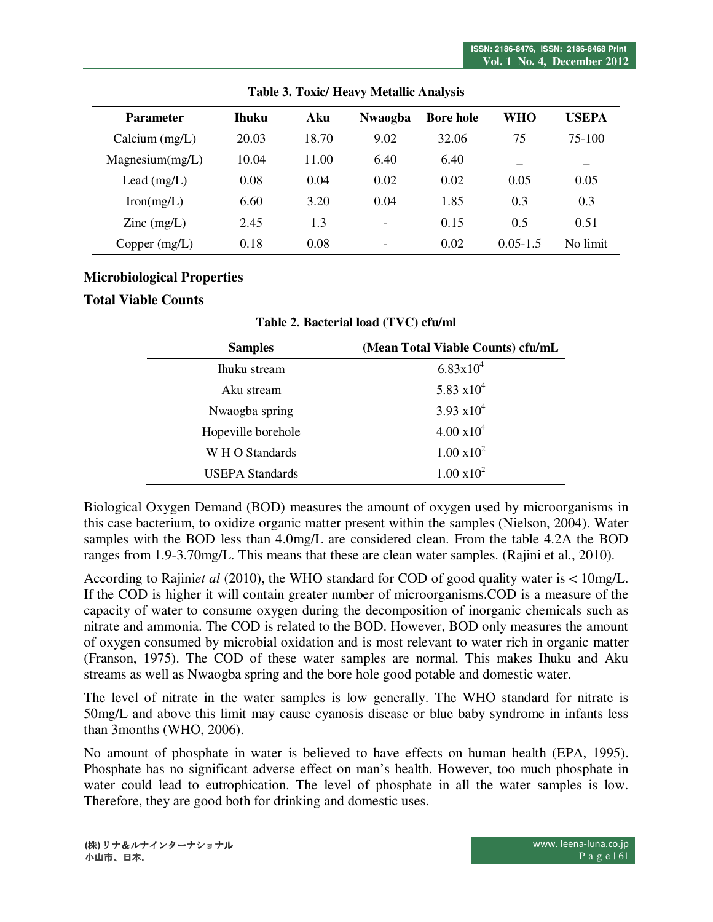**Table 3. Toxic/ Heavy Metallic Analysis**

| Parameter | Ihuku | Aku | Nwaogba | Bore hole | WHO | USEPA |
|---|---|---|---|---|---|---|
| Calcium (mg/L) | 20.03 | 18.70 | 9.02 | 32.06 | 75 | 75-100 |
| Magnesium(mg/L) | 10.04 | 11.00 | 6.40 | 6.40 | _ | _ |
| Lead (mg/L) | 0.08 | 0.04 | 0.02 | 0.02 | 0.05 | 0.05 |
| Iron(mg/L) | 6.60 | 3.20 | 0.04 | 1.85 | 0.3 | 0.3 |
| Zinc (mg/L) | 2.45 | 1.3 | - | 0.15 | 0.5 | 0.51 |
| Copper (mg/L) | 0.18 | 0.08 | - | 0.02 | 0.05-1.5 | No limit |

## Microbiological Properties

### Total Viable Counts

**Table 2. Bacterial load (TVC) cfu/ml**

| Samples | (Mean Total Viable Counts) cfu/mL |
|---|---|
| Ihuku stream | $6.83 \times 10^4$ |
| Aku stream | $5.83 \times 10^4$ |
| Nwaogba spring | $3.93 \times 10^4$ |
| Hopeville borehole | $4.00 \times 10^4$ |
| W H O Standards | $1.00 \times 10^2$ |
| USEPA Standards | $1.00 \times 10^2$ |

Biological Oxygen Demand (BOD) measures the amount of oxygen used by microorganisms in this case bacterium, to oxidize organic matter present within the samples (Nielson, 2004). Water samples with the BOD less than 4.0mg/L are considered clean. From the table 4.2A the BOD ranges from 1.9-3.70mg/L. This means that these are clean water samples. (Rajini et al., 2010).

According to Rajini*et al* (2010), the WHO standard for COD of good quality water is < 10mg/L. If the COD is higher it will contain greater number of microorganisms.COD is a measure of the capacity of water to consume oxygen during the decomposition of inorganic chemicals such as nitrate and ammonia. The COD is related to the BOD. However, BOD only measures the amount of oxygen consumed by microbial oxidation and is most relevant to water rich in organic matter (Franson, 1975). The COD of these water samples are normal. This makes Ihuku and Aku streams as well as Nwaogba spring and the bore hole good potable and domestic water.

The level of nitrate in the water samples is low generally. The WHO standard for nitrate is 50mg/L and above this limit may cause cyanosis disease or blue baby syndrome in infants less than 3months (WHO, 2006).

No amount of phosphate in water is believed to have effects on human health (EPA, 1995). Phosphate has no significant adverse effect on man's health. However, too much phosphate in water could lead to eutrophication. The level of phosphate in all the water samples is low. Therefore, they are good both for drinking and domestic uses.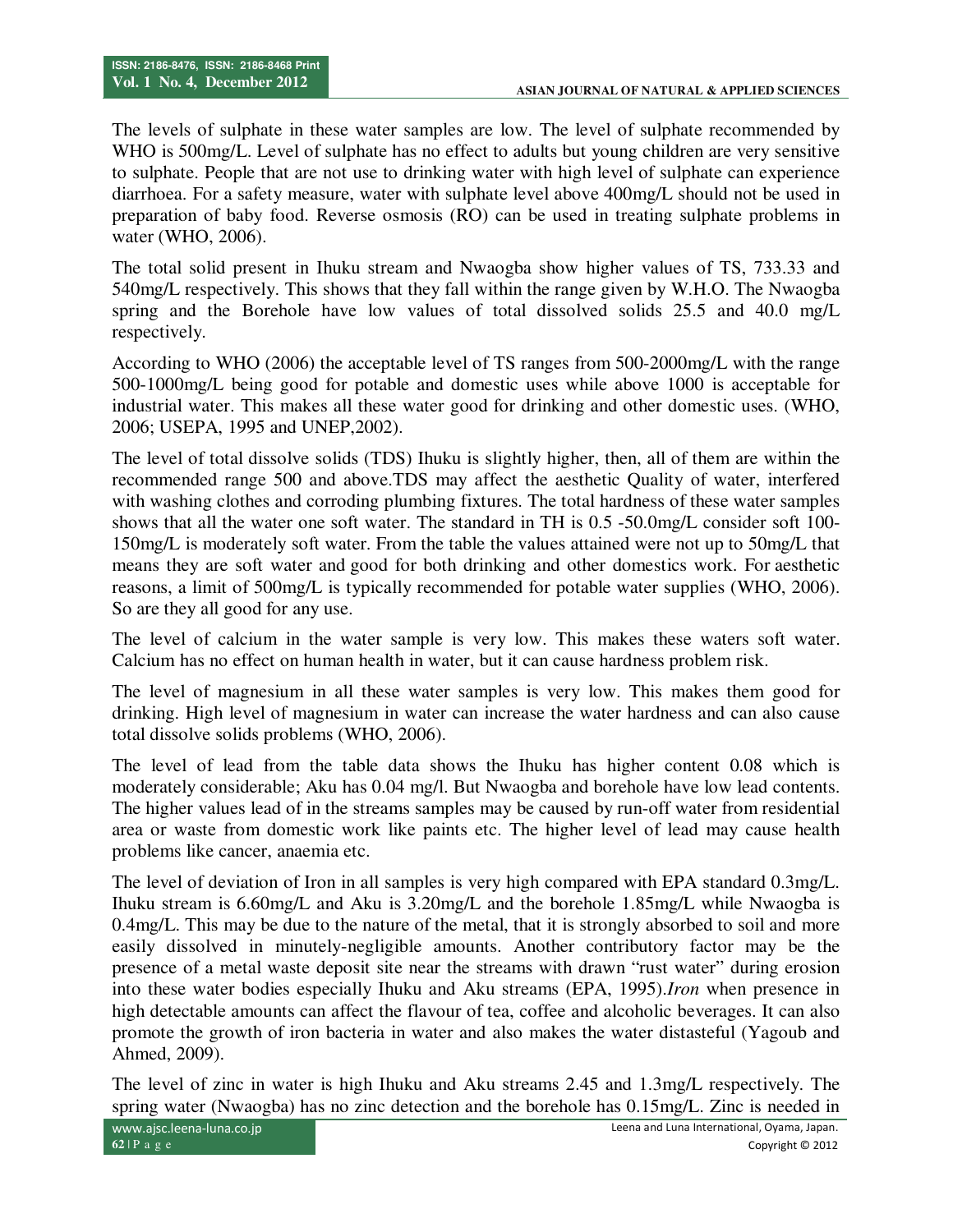The levels of sulphate in these water samples are low. The level of sulphate recommended by WHO is 500mg/L. Level of sulphate has no effect to adults but young children are very sensitive to sulphate. People that are not use to drinking water with high level of sulphate can experience diarrhoea. For a safety measure, water with sulphate level above 400mg/L should not be used in preparation of baby food. Reverse osmosis (RO) can be used in treating sulphate problems in water (WHO, 2006).

The total solid present in Ihuku stream and Nwaogba show higher values of TS, 733.33 and 540mg/L respectively. This shows that they fall within the range given by W.H.O. The Nwaogba spring and the Borehole have low values of total dissolved solids 25.5 and 40.0 mg/L respectively.

According to WHO (2006) the acceptable level of TS ranges from 500-2000mg/L with the range 500-1000mg/L being good for potable and domestic uses while above 1000 is acceptable for industrial water. This makes all these water good for drinking and other domestic uses. (WHO, 2006; USEPA, 1995 and UNEP,2002).

The level of total dissolve solids (TDS) Ihuku is slightly higher, then, all of them are within the recommended range 500 and above.TDS may affect the aesthetic Quality of water, interfered with washing clothes and corroding plumbing fixtures. The total hardness of these water samples shows that all the water one soft water. The standard in TH is 0.5 -50.0mg/L consider soft 100-150mg/L is moderately soft water. From the table the values attained were not up to 50mg/L that means they are soft water and good for both drinking and other domestics work. For aesthetic reasons, a limit of 500mg/L is typically recommended for potable water supplies (WHO, 2006). So are they all good for any use.

The level of calcium in the water sample is very low. This makes these waters soft water. Calcium has no effect on human health in water, but it can cause hardness problem risk.

The level of magnesium in all these water samples is very low. This makes them good for drinking. High level of magnesium in water can increase the water hardness and can also cause total dissolve solids problems (WHO, 2006).

The level of lead from the table data shows the Ihuku has higher content 0.08 which is moderately considerable; Aku has 0.04 mg/l. But Nwaogba and borehole have low lead contents. The higher values lead of in the streams samples may be caused by run-off water from residential area or waste from domestic work like paints etc. The higher level of lead may cause health problems like cancer, anaemia etc.

The level of deviation of Iron in all samples is very high compared with EPA standard 0.3mg/L. Ihuku stream is 6.60mg/L and Aku is 3.20mg/L and the borehole 1.85mg/L while Nwaogba is 0.4mg/L. This may be due to the nature of the metal, that it is strongly absorbed to soil and more easily dissolved in minutely-negligible amounts. Another contributory factor may be the presence of a metal waste deposit site near the streams with drawn "rust water" during erosion into these water bodies especially Ihuku and Aku streams (EPA, 1995).*Iron* when presence in high detectable amounts can affect the flavour of tea, coffee and alcoholic beverages. It can also promote the growth of iron bacteria in water and also makes the water distasteful (Yagoub and Ahmed, 2009).

The level of zinc in water is high Ihuku and Aku streams 2.45 and 1.3mg/L respectively. The spring water (Nwaogba) has no zinc detection and the borehole has 0.15mg/L. Zinc is needed in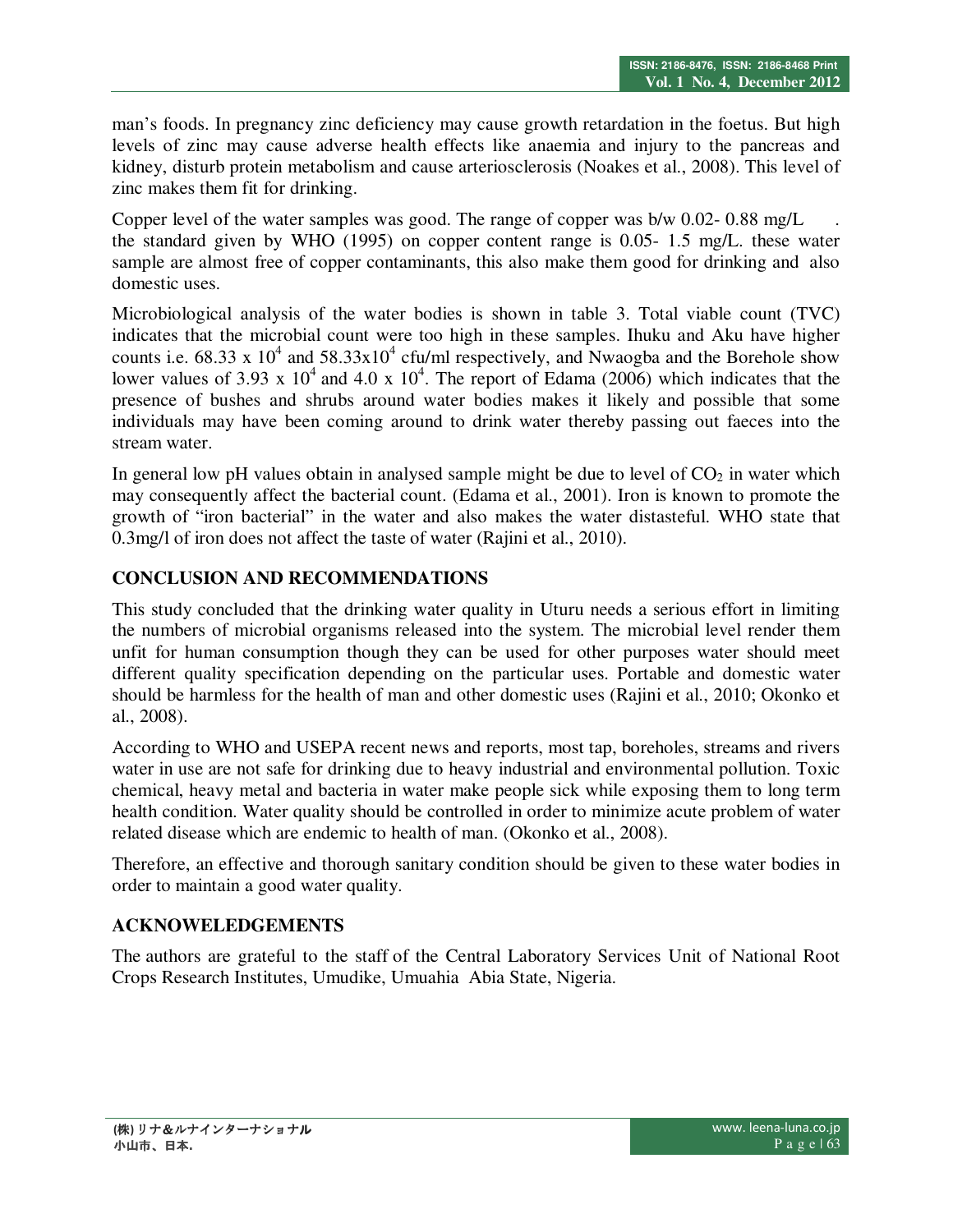man's foods. In pregnancy zinc deficiency may cause growth retardation in the foetus. But high levels of zinc may cause adverse health effects like anaemia and injury to the pancreas and kidney, disturb protein metabolism and cause arteriosclerosis (Noakes et al., 2008). This level of zinc makes them fit for drinking.

Copper level of the water samples was good. The range of copper was b/w 0.02- 0.88 mg/L . the standard given by WHO (1995) on copper content range is 0.05- 1.5 mg/L. these water sample are almost free of copper contaminants, this also make them good for drinking and also domestic uses.

Microbiological analysis of the water bodies is shown in table 3. Total viable count (TVC) indicates that the microbial count were too high in these samples. Ihuku and Aku have higher counts i.e. $68.33 \times 10^4$ and $58.33 \times 10^4$ cfu/ml respectively, and Nwaogba and the Borehole show lower values of $3.93 \times 10^4$ and $4.0 \times 10^4$. The report of Edama (2006) which indicates that the presence of bushes and shrubs around water bodies makes it likely and possible that some individuals may have been coming around to drink water thereby passing out faeces into the stream water.

In general low pH values obtain in analysed sample might be due to level of $CO_2$ in water which may consequently affect the bacterial count. (Edama et al., 2001). Iron is known to promote the growth of "iron bacterial" in the water and also makes the water distasteful. WHO state that 0.3mg/l of iron does not affect the taste of water (Rajini et al., 2010).

## CONCLUSION AND RECOMMENDATIONS

This study concluded that the drinking water quality in Uturu needs a serious effort in limiting the numbers of microbial organisms released into the system. The microbial level render them unfit for human consumption though they can be used for other purposes water should meet different quality specification depending on the particular uses. Portable and domestic water should be harmless for the health of man and other domestic uses (Rajini et al., 2010; Okonko et al., 2008).

According to WHO and USEPA recent news and reports, most tap, boreholes, streams and rivers water in use are not safe for drinking due to heavy industrial and environmental pollution. Toxic chemical, heavy metal and bacteria in water make people sick while exposing them to long term health condition. Water quality should be controlled in order to minimize acute problem of water related disease which are endemic to health of man. (Okonko et al., 2008).

Therefore, an effective and thorough sanitary condition should be given to these water bodies in order to maintain a good water quality.

## ACKNOWELEDGEMENTS

The authors are grateful to the staff of the Central Laboratory Services Unit of National Root Crops Research Institutes, Umudike, Umuahia Abia State, Nigeria.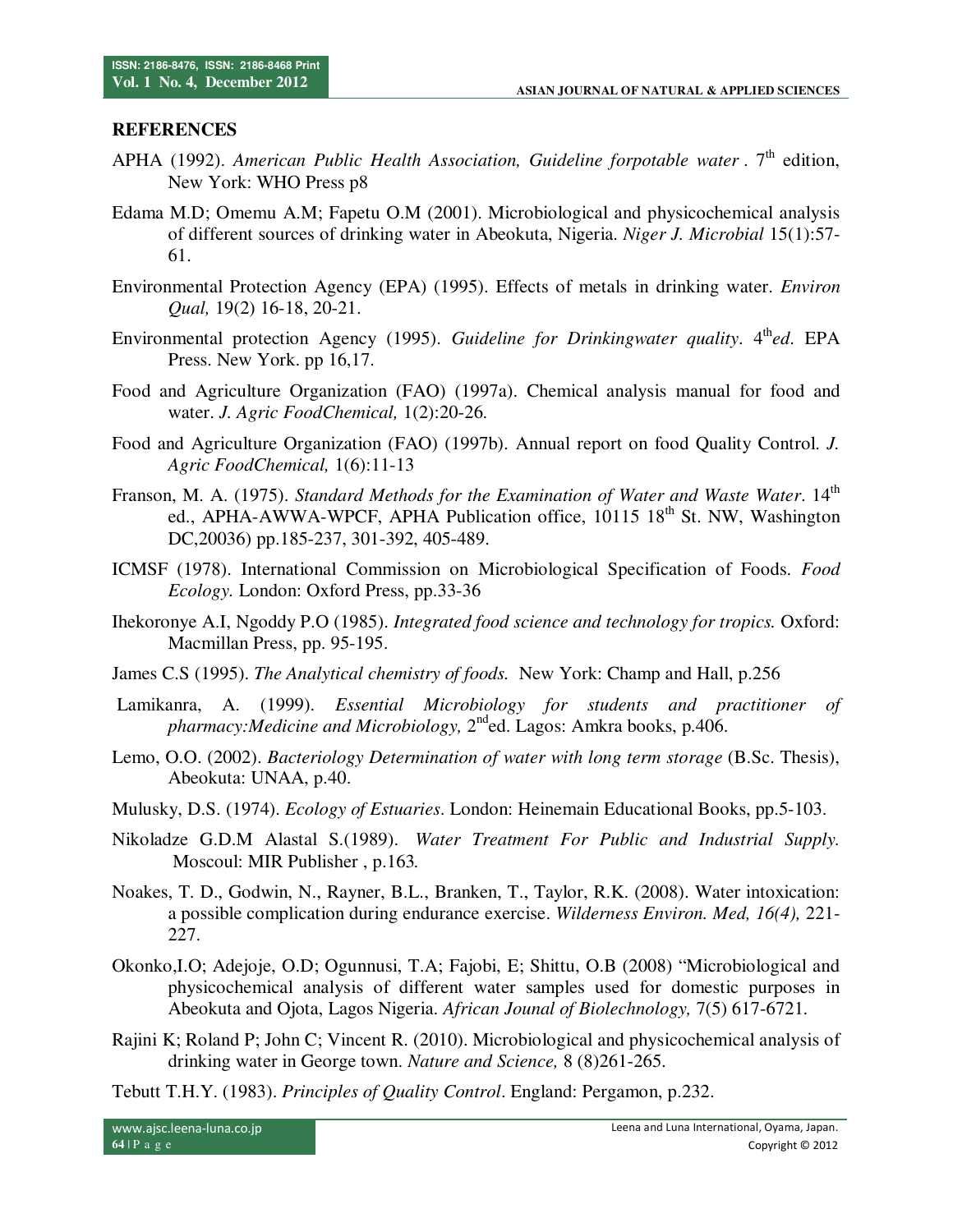## REFERENCES

APHA (1992). *American Public Health Association, Guideline forpotable water* . 7th edition, New York: WHO Press p8

Edama M.D; Omemu A.M; Fapetu O.M (2001). Microbiological and physicochemical analysis of different sources of drinking water in Abeokuta, Nigeria. *Niger J. Microbial* 15(1):57-61.

Environmental Protection Agency (EPA) (1995). Effects of metals in drinking water. *Environ Qual,* 19(2) 16-18, 20-21.

Environmental protection Agency (1995). *Guideline for Drinkingwater quality*. 4th*ed*. EPA Press. New York. pp 16,17.

Food and Agriculture Organization (FAO) (1997a). Chemical analysis manual for food and water. *J. Agric FoodChemical,* 1(2):20-26.

Food and Agriculture Organization (FAO) (1997b). Annual report on food Quality Control. *J. Agric FoodChemical,* 1(6):11-13

Franson, M. A. (1975). *Standard Methods for the Examination of Water and Waste Water*. 14th ed., APHA-AWWA-WPCF, APHA Publication office, 10115 18th St. NW, Washington DC,20036) pp.185-237, 301-392, 405-489.

ICMSF (1978). International Commission on Microbiological Specification of Foods. *Food Ecology.* London: Oxford Press, pp.33-36

Ihekoronye A.I, Ngoddy P.O (1985). *Integrated food science and technology for tropics.* Oxford: Macmillan Press, pp. 95-195.

James C.S (1995). *The Analytical chemistry of foods.* New York: Champ and Hall, p.256

Lamikanra, A. (1999). *Essential Microbiology for students and practitioner of pharmacy:Medicine and Microbiology,* 2nded. Lagos: Amkra books, p.406.

Lemo, O.O. (2002). *Bacteriology Determination of water with long term storage* (B.Sc. Thesis), Abeokuta: UNAA, p.40.

Mulusky, D.S. (1974). *Ecology of Estuaries*. London: Heinemain Educational Books, pp.5-103.

Nikoladze G.D.M Alastal S.(1989). *Water Treatment For Public and Industrial Supply.* Moscoul: MIR Publisher , p.163.

Noakes, T. D., Godwin, N., Rayner, B.L., Branken, T., Taylor, R.K. (2008). Water intoxication: a possible complication during endurance exercise. *Wilderness Environ. Med, 16(4),* 221-227.

Okonko,I.O; Adejoje, O.D; Ogunnusi, T.A; Fajobi, E; Shittu, O.B (2008) "Microbiological and physicochemical analysis of different water samples used for domestic purposes in Abeokuta and Ojota, Lagos Nigeria. *African Jounal of Biolechnology,* 7(5) 617-6721.

Rajini K; Roland P; John C; Vincent R. (2010). Microbiological and physicochemical analysis of drinking water in George town. *Nature and Science,* 8 (8)261-265.

Tebutt T.H.Y. (1983). *Principles of Quality Control*. England: Pergamon, p.232.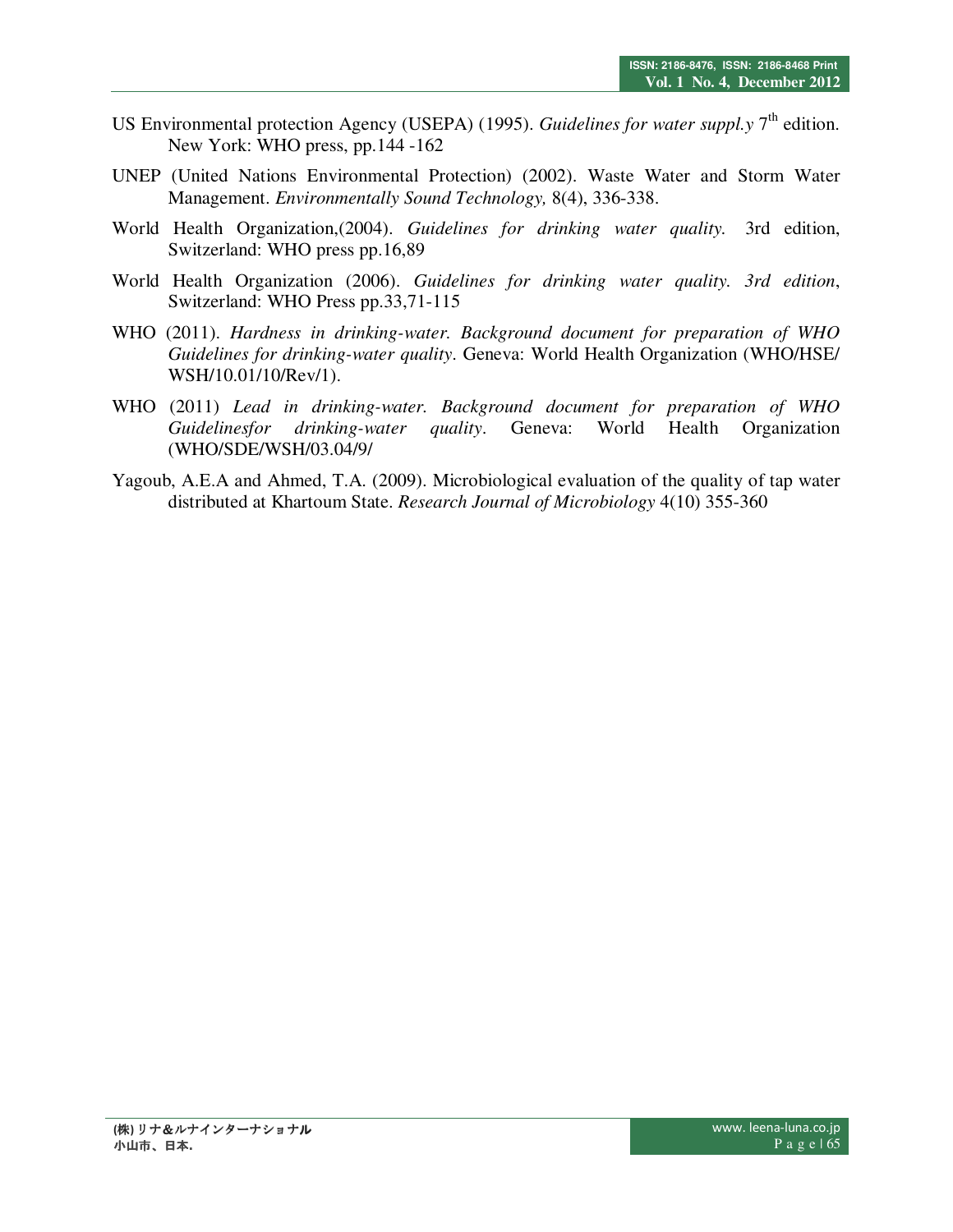US Environmental protection Agency (USEPA) (1995). *Guidelines for water suppl.y* 7th edition. New York: WHO press, pp.144 -162

UNEP (United Nations Environmental Protection) (2002). Waste Water and Storm Water Management. *Environmentally Sound Technology,* 8(4), 336-338.

World Health Organization,(2004). *Guidelines for drinking water quality.* 3rd edition, Switzerland: WHO press pp.16,89

World Health Organization (2006). *Guidelines for drinking water quality. 3rd edition*, Switzerland: WHO Press pp.33,71-115

WHO (2011). *Hardness in drinking-water. Background document for preparation of WHO Guidelines for drinking-water quality*. Geneva: World Health Organization (WHO/HSE/ WSH/10.01/10/Rev/1).

WHO (2011) *Lead in drinking-water. Background document for preparation of WHO Guidelinesfor drinking-water quality*. Geneva: World Health Organization (WHO/SDE/WSH/03.04/9/

Yagoub, A.E.A and Ahmed, T.A. (2009). Microbiological evaluation of the quality of tap water distributed at Khartoum State. *Research Journal of Microbiology* 4(10) 355-360